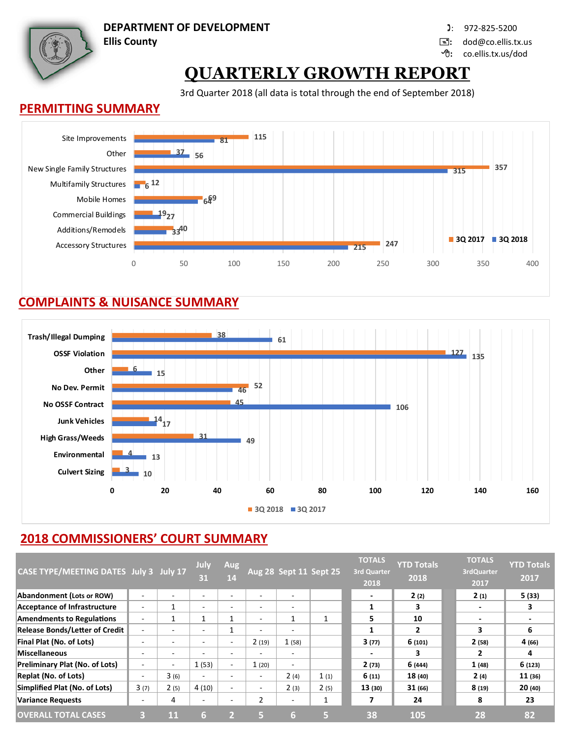# DEPARTMENT OF DEVELOPMENT

**Ellis County**

972-825-5200
dod@co.ellis.tx.us
co.ellis.tx.us/dod

# QUARTERLY GROWTH REPORT

3rd Quarter 2018 (all data is total through the end of September 2018)

## PERMITTING SUMMARY

| Category | 3Q 2017 | 3Q 2018 |
|---|---|---|
| Site Improvements | 115 | 81 |
| Other | 37 | 56 |
| New Single Family Structures | 357 | 315 |
| Multifamily Structures | 12 | 6 |
| Mobile Homes | 69 | 64 |
| Commercial Buildings | 19 | 27 |
| Additions/Remodels | 40 | 33 |
| Accessory Structures | 247 | 215 |

## COMPLAINTS & NUISANCE SUMMARY

| Category | 3Q 2018 | 3Q 2017 |
|---|---|---|
| Trash/Illegal Dumping | 38 | 61 |
| OSSF Violation | 127 | 135 |
| Other | 6 | 15 |
| No Dev. Permit | 52 | 46 |
| No OSSF Contract | 45 | 106 |
| Junk Vehicles | 14 | 17 |
| High Grass/Weeds | 31 | 49 |
| Environmental | 4 | 13 |
| Culvert Sizing | 3 | 10 |

## 2018 COMMISSIONERS' COURT SUMMARY

| CASE TYPE/MEETING DATES | July 3 | July 17 | July 31 | Aug 14 | Aug 28 | Sept 11 | Sept 25 | TOTALS 3rd Quarter 2018 | YTD Totals 2018 | TOTALS 3rdQuarter 2017 | YTD Totals 2017 |
|---|---|---|---|---|---|---|---|---|---|---|---|
| Abandonment (Lots or ROW) | - | - | - | - | - | - | | - | 2 (2) | 2 (1) | 5 (33) |
| Acceptance of Infrastructure | - | 1 | - | - | - | - | | 1 | 3 | - | 3 |
| Amendments to Regulations | - | 1 | 1 | 1 | - | 1 | 1 | 5 | 10 | - | - |
| Release Bonds/Letter of Credit | - | - | - | 1 | - | - | | 1 | 2 | 3 | 6 |
| Final Plat (No. of Lots) | - | - | - | - | 2 (19) | 1 (58) | | 3 (77) | 6 (101) | 2 (58) | 4 (66) |
| Miscellaneous | - | - | - | - | - | - | | - | 3 | 2 | 4 |
| Preliminary Plat (No. of Lots) | - | - | 1 (53) | - | 1 (20) | - | | 2 (73) | 6 (444) | 1 (48) | 6 (123) |
| Replat (No. of Lots) | - | 3 (6) | - | - | - | 2 (4) | 1 (1) | 6 (11) | 18 (40) | 2 (4) | 11 (36) |
| Simplified Plat (No. of Lots) | 3 (7) | 2 (5) | 4 (10) | - | - | 2 (3) | 2 (5) | 13 (30) | 31 (66) | 8 (19) | 20 (40) |
| Variance Requests | - | 4 | - | - | 2 | - | 1 | 7 | 24 | 8 | 23 |
| OVERALL TOTAL CASES | 3 | 11 | 6 | 2 | 5 | 6 | 5 | 38 | 105 | 28 | 82 |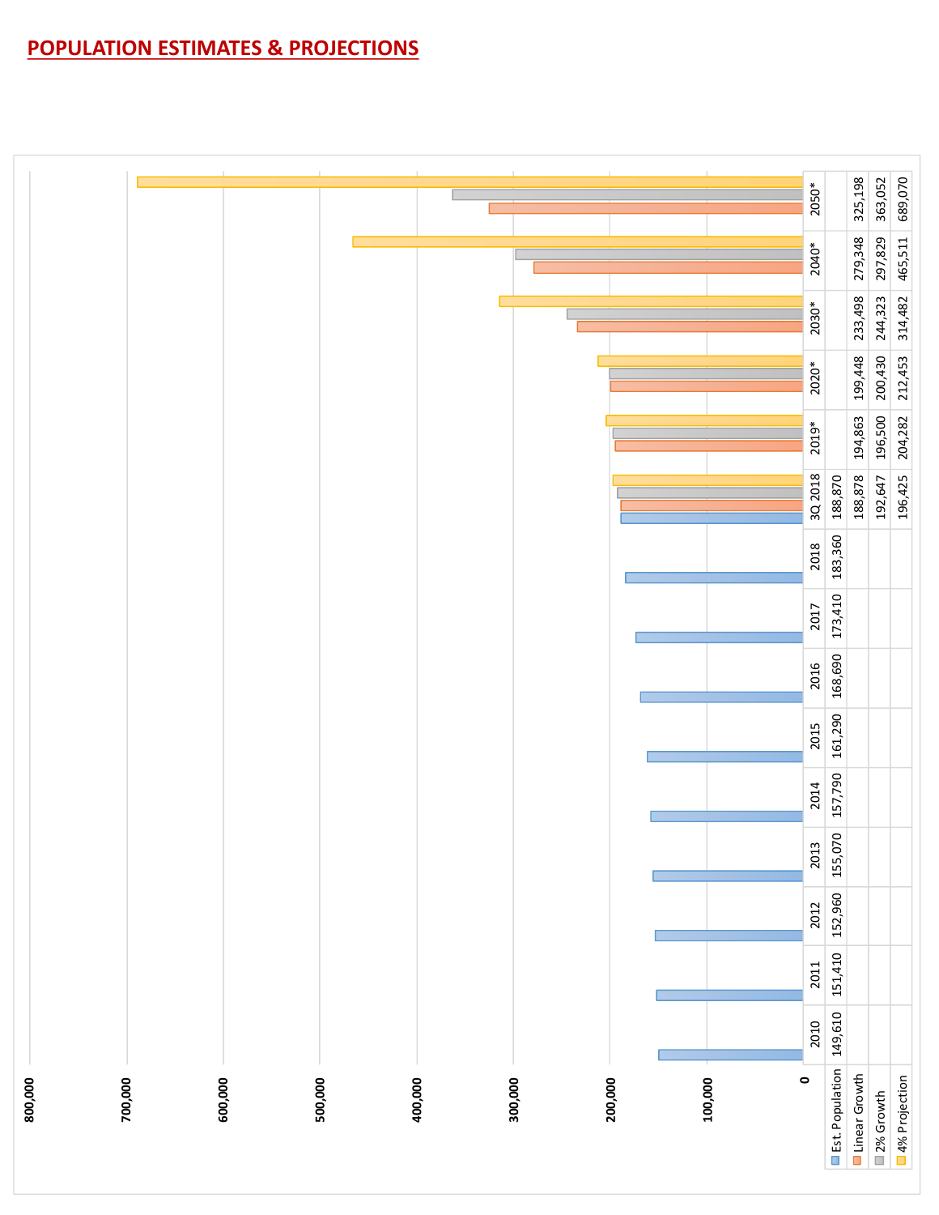# POPULATION ESTIMATES & PROJECTIONS

| | 2010 | 2011 | 2012 | 2013 | 2014 | 2015 | 2016 | 2017 | 2018 | 3Q 2018 | 2019* | 2020* | 2030* | 2040* | 2050* |
|---|---|---|---|---|---|---|---|---|---|---|---|---|---|---|---|
| Est. Population | 149,610 | 151,410 | 152,960 | 155,070 | 157,790 | 161,290 | 168,690 | 173,410 | 183,360 | 188,870 | | | | | |
| Linear Growth | | | | | | | | | | 188,878 | 194,863 | 199,448 | 233,498 | 279,348 | 325,198 |
| 2% Growth | | | | | | | | | | 192,647 | 196,500 | 200,430 | 244,323 | 297,829 | 363,052 |
| 4% Projection | | | | | | | | | | 196,425 | 204,282 | 212,453 | 314,482 | 465,511 | 689,070 |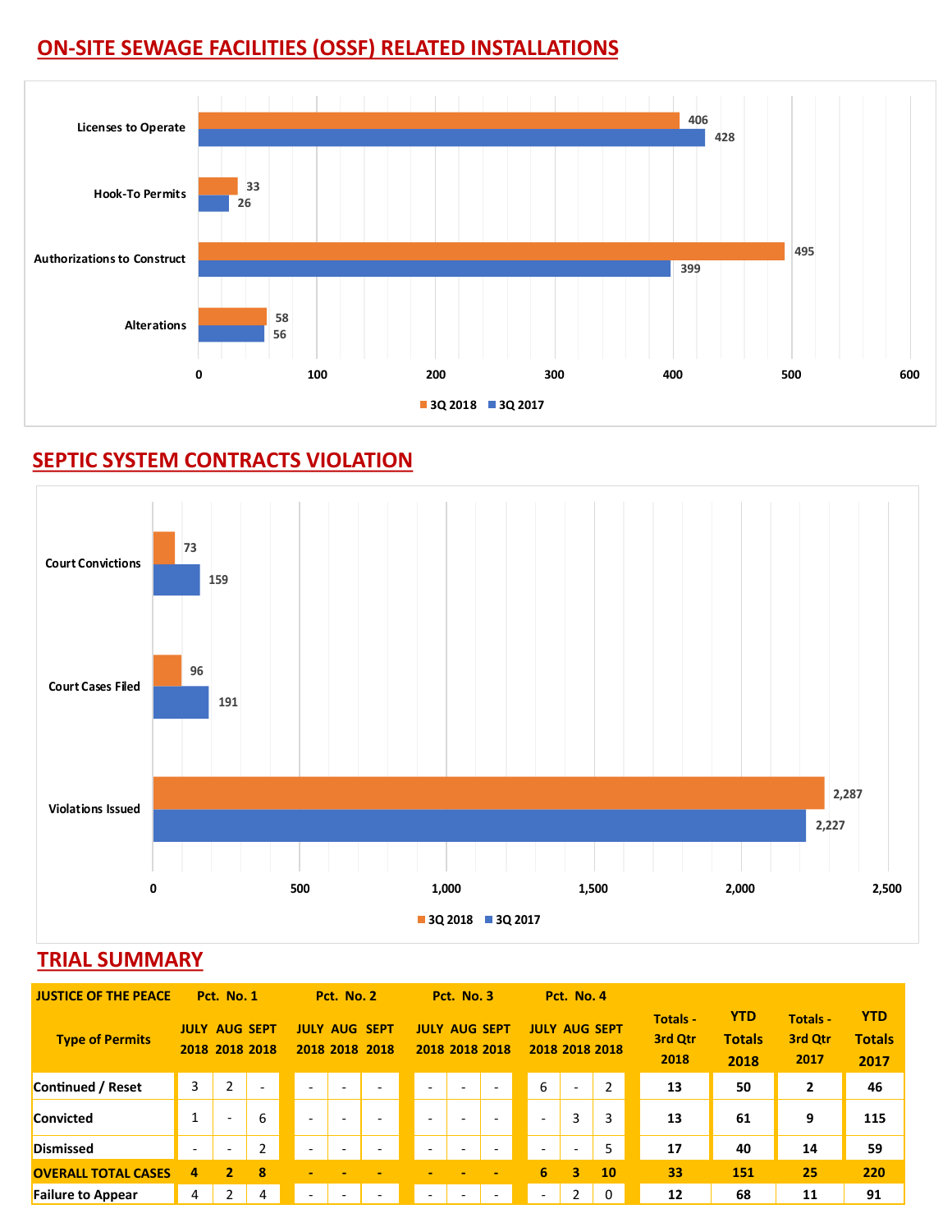## ON-SITE SEWAGE FACILITIES (OSSF) RELATED INSTALLATIONS

Licenses to Operate
406
428

Hook-To Permits
33
26

Authorizations to Construct
495
399

Alterations
58
56

0 100 200 300 400 500 600

3Q 2018 3Q 2017

## SEPTIC SYSTEM CONTRACTS VIOLATION

Court Convictions
73
159

Court Cases Filed
96
191

Violations Issued
2,287
2,227

0 500 1,000 1,500 2,000 2,500

3Q 2018 3Q 2017

## TRIAL SUMMARY

| JUSTICE OF THE PEACE | Pct. No. 1 | | | Pct. No. 2 | | | Pct. No. 3 | | | Pct. No. 4 | | | | | | |
|---|---|---|---|---|---|---|---|---|---|---|---|---|---|---|---|---|
| Type of Permits | JULY 2018 | AUG 2018 | SEPT 2018 | JULY 2018 | AUG 2018 | SEPT 2018 | JULY 2018 | AUG 2018 | SEPT 2018 | JULY 2018 | AUG 2018 | SEPT 2018 | Totals - 3rd Qtr 2018 | YTD Totals 2018 | Totals - 3rd Qtr 2017 | YTD Totals 2017 |
| Continued / Reset | 3 | 2 | - | - | - | - | - | - | - | 6 | - | 2 | 13 | 50 | 2 | 46 |
| Convicted | 1 | - | 6 | - | - | - | - | - | - | - | 3 | 3 | 13 | 61 | 9 | 115 |
| Dismissed | - | - | 2 | - | - | - | - | - | - | - | - | 5 | 17 | 40 | 14 | 59 |
| **OVERALL TOTAL CASES** | **4** | **2** | **8** | **-** | **-** | **-** | **-** | **-** | **-** | **6** | **3** | **10** | **33** | **151** | **25** | **220** |
| Failure to Appear | 4 | 2 | 4 | - | - | - | - | - | - | - | 2 | 0 | 12 | 68 | 11 | 91 |